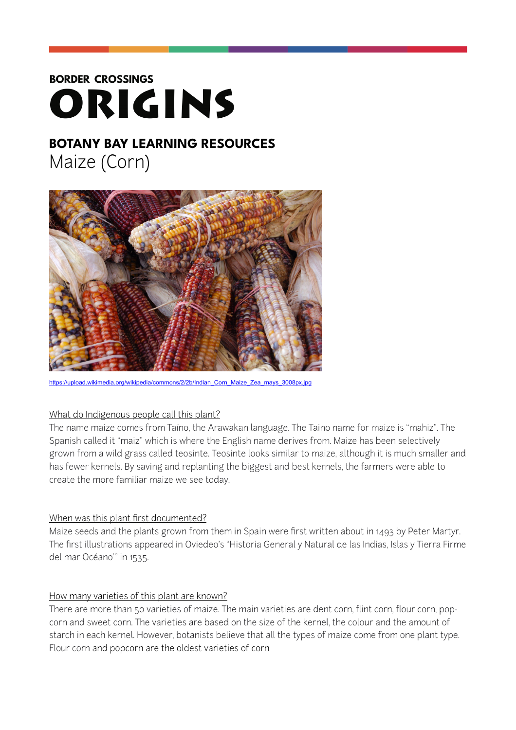# BORDER CROSSINGS
# ORIGINS

## BOTANY BAY LEARNING RESOURCES
Maize (Corn)

https://upload.wikimedia.org/wikipedia/commons/2/2b/Indian_Corn_Maize_Zea_mays_3008px.jpg

### What do Indigenous people call this plant?

The name maize comes from Taíno, the Arawakan language. The Taino name for maize is "mahiz". The Spanish called it "maiz" which is where the English name derives from. Maize has been selectively grown from a wild grass called teosinte. Teosinte looks similar to maize, although it is much smaller and has fewer kernels. By saving and replanting the biggest and best kernels, the farmers were able to create the more familiar maize we see today.

### When was this plant first documented?

Maize seeds and the plants grown from them in Spain were first written about in 1493 by Peter Martyr. The first illustrations appeared in Oviedeo's "Historia General y Natural de las Indias, Islas y Tierra Firme del mar Océano"' in 1535.

### How many varieties of this plant are known?

There are more than 50 varieties of maize. The main varieties are dent corn, flint corn, flour corn, pop-corn and sweet corn. The varieties are based on the size of the kernel, the colour and the amount of starch in each kernel. However, botanists believe that all the types of maize come from one plant type. Flour corn and popcorn are the oldest varieties of corn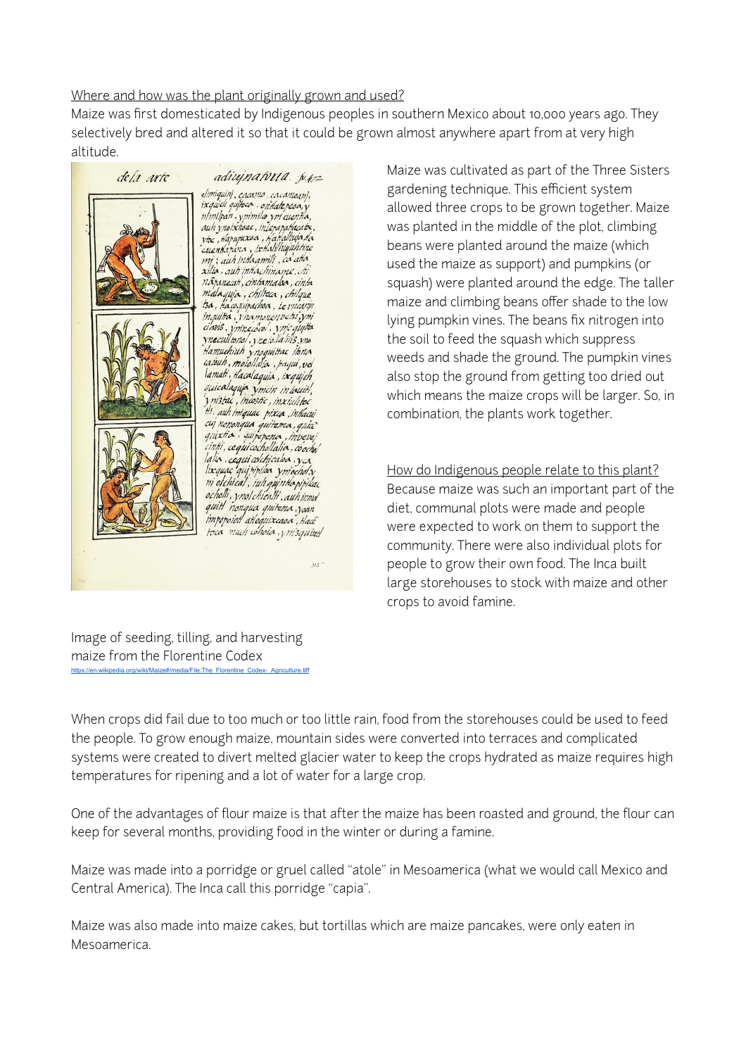Where and how was the plant originally grown and used?

Maize was first domesticated by Indigenous peoples in southern Mexico about 10,000 years ago. They selectively bred and altered it so that it could be grown almost anywhere apart from at very high altitude.

Maize was cultivated as part of the Three Sisters gardening technique. This efficient system allowed three crops to be grown together. Maize was planted in the middle of the plot, climbing beans were planted around the maize (which used the maize as support) and pumpkins (or squash) were planted around the edge. The taller maize and climbing beans offer shade to the low lying pumpkin vines. The beans fix nitrogen into the soil to feed the squash which suppress weeds and shade the ground. The pumpkin vines also stop the ground from getting too dried out which means the maize crops will be larger. So, in combination, the plants work together.

Image of seeding, tilling, and harvesting maize from the Florentine Codex
https://en.wikipedia.org/wiki/Maize#/media/File:The_Florentine_Codex-_Agriculture.tiff

How do Indigenous people relate to this plant?

Because maize was such an important part of the diet, communal plots were made and people were expected to work on them to support the community. There were also individual plots for people to grow their own food. The Inca built large storehouses to stock with maize and other crops to avoid famine.

When crops did fail due to too much or too little rain, food from the storehouses could be used to feed the people. To grow enough maize, mountain sides were converted into terraces and complicated systems were created to divert melted glacier water to keep the crops hydrated as maize requires high temperatures for ripening and a lot of water for a large crop.

One of the advantages of flour maize is that after the maize has been roasted and ground, the flour can keep for several months, providing food in the winter or during a famine.

Maize was made into a porridge or gruel called "atole" in Mesoamerica (what we would call Mexico and Central America). The Inca call this porridge "capia".

Maize was also made into maize cakes, but tortillas which are maize pancakes, were only eaten in Mesoamerica.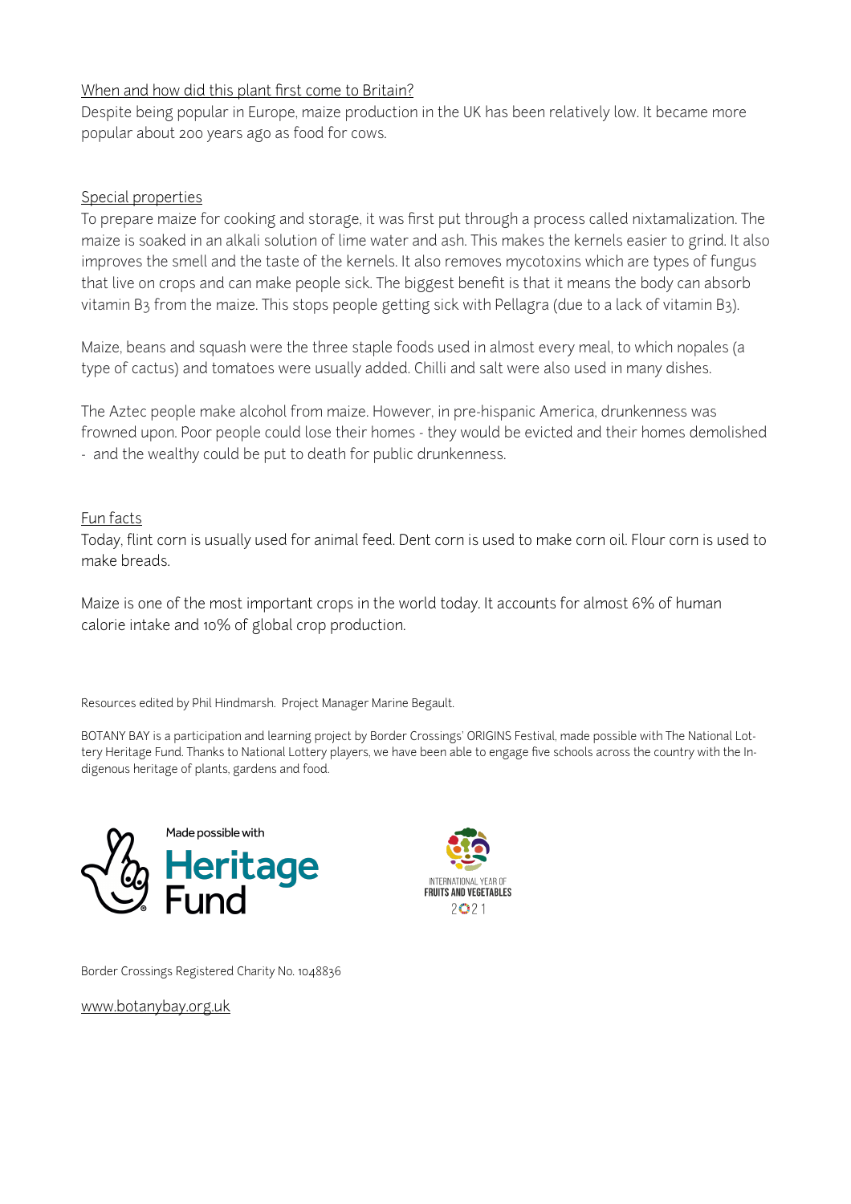When and how did this plant first come to Britain?

Despite being popular in Europe, maize production in the UK has been relatively low. It became more popular about 200 years ago as food for cows.

Special properties

To prepare maize for cooking and storage, it was first put through a process called nixtamalization. The maize is soaked in an alkali solution of lime water and ash. This makes the kernels easier to grind. It also improves the smell and the taste of the kernels. It also removes mycotoxins which are types of fungus that live on crops and can make people sick. The biggest benefit is that it means the body can absorb vitamin B3 from the maize. This stops people getting sick with Pellagra (due to a lack of vitamin B3).

Maize, beans and squash were the three staple foods used in almost every meal, to which nopales (a type of cactus) and tomatoes were usually added. Chilli and salt were also used in many dishes.

The Aztec people make alcohol from maize. However, in pre-hispanic America, drunkenness was frowned upon. Poor people could lose their homes - they would be evicted and their homes demolished - and the wealthy could be put to death for public drunkenness.

Fun facts

Today, flint corn is usually used for animal feed. Dent corn is used to make corn oil. Flour corn is used to make breads.

Maize is one of the most important crops in the world today. It accounts for almost 6% of human calorie intake and 10% of global crop production.

Resources edited by Phil Hindmarsh. Project Manager Marine Begault.

BOTANY BAY is a participation and learning project by Border Crossings' ORIGINS Festival, made possible with The National Lottery Heritage Fund. Thanks to National Lottery players, we have been able to engage five schools across the country with the Indigenous heritage of plants, gardens and food.

Made possible with Heritage Fund

INTERNATIONAL YEAR OF FRUITS AND VEGETABLES 2021

Border Crossings Registered Charity No. 1048836

www.botanybay.org.uk